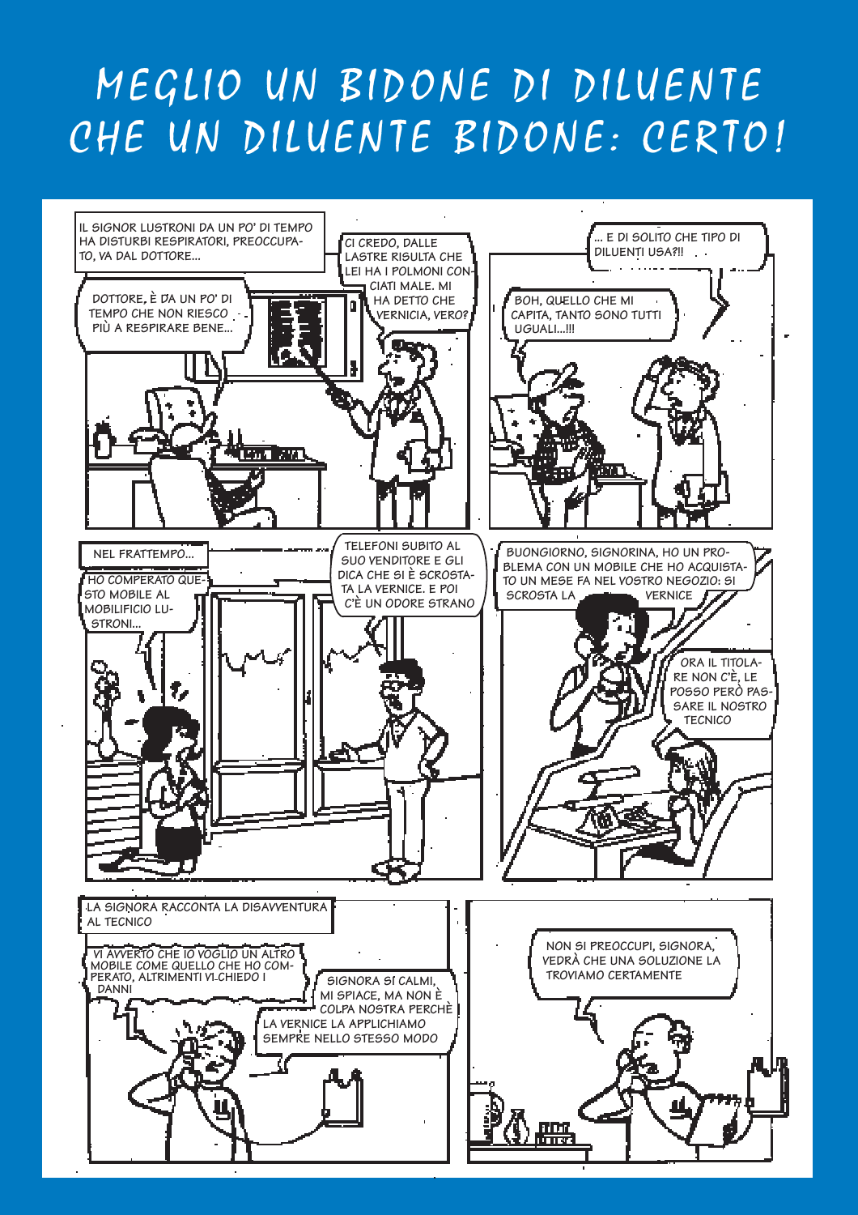# MEGLIO UN BIDONE DI DILUENTE CHE UN DILUENTE BIDONE: CERTO!

IL SIGNOR LUSTRONI DA UN PO' DI TEMPO HA DISTURBI RESPIRATORI, PREOCCUPATO, VA DAL DOTTORE...

DOTTORE, È DA UN PO' DI TEMPO CHE NON RIESCO PIÙ A RESPIRARE BENE...

CI CREDO, DALLE LASTRE RISULTA CHE LEI HA I POLMONI CONCIATI MALE. MI HA DETTO CHE VERNICIA, VERO?

... E DI SOLITO CHE TIPO DI DILUENTI USA?!!

BOH, QUELLO CHE MI CAPITA, TANTO SONO TUTTI UGUALI...!!!

NEL FRATTEMPO...

HO COMPERATO QUESTO MOBILE AL MOBILIFICIO LUSTRONI...

TELEFONI SUBITO AL SUO VENDITORE E GLI DICA CHE SI È SCROSTATA LA VERNICE. E POI C'È UN ODORE STRANO

BUONGIORNO, SIGNORINA, HO UN PROBLEMA CON UN MOBILE CHE HO ACQUISTATO UN MESE FA NEL VOSTRO NEGOZIO: SI SCROSTA LA VERNICE

ORA IL TITOLARE NON C'È, LE POSSO PERÒ PASSARE IL NOSTRO TECNICO

LA SIGNORA RACCONTA LA DISAVVENTURA AL TECNICO

VI AVVERTO CHE IO VOGLIO UN ALTRO MOBILE COME QUELLO CHE HO COMPERATO, ALTRIMENTI VI CHIEDO I DANNI

SIGNORA SI CALMI, MI SPIACE, MA NON È COLPA NOSTRA PERCHÈ LA VERNICE LA APPLICHIAMO SEMPRE NELLO STESSO MODO

NON SI PREOCCUPI, SIGNORA, VEDRÀ CHE UNA SOLUZIONE LA TROVIAMO CERTAMENTE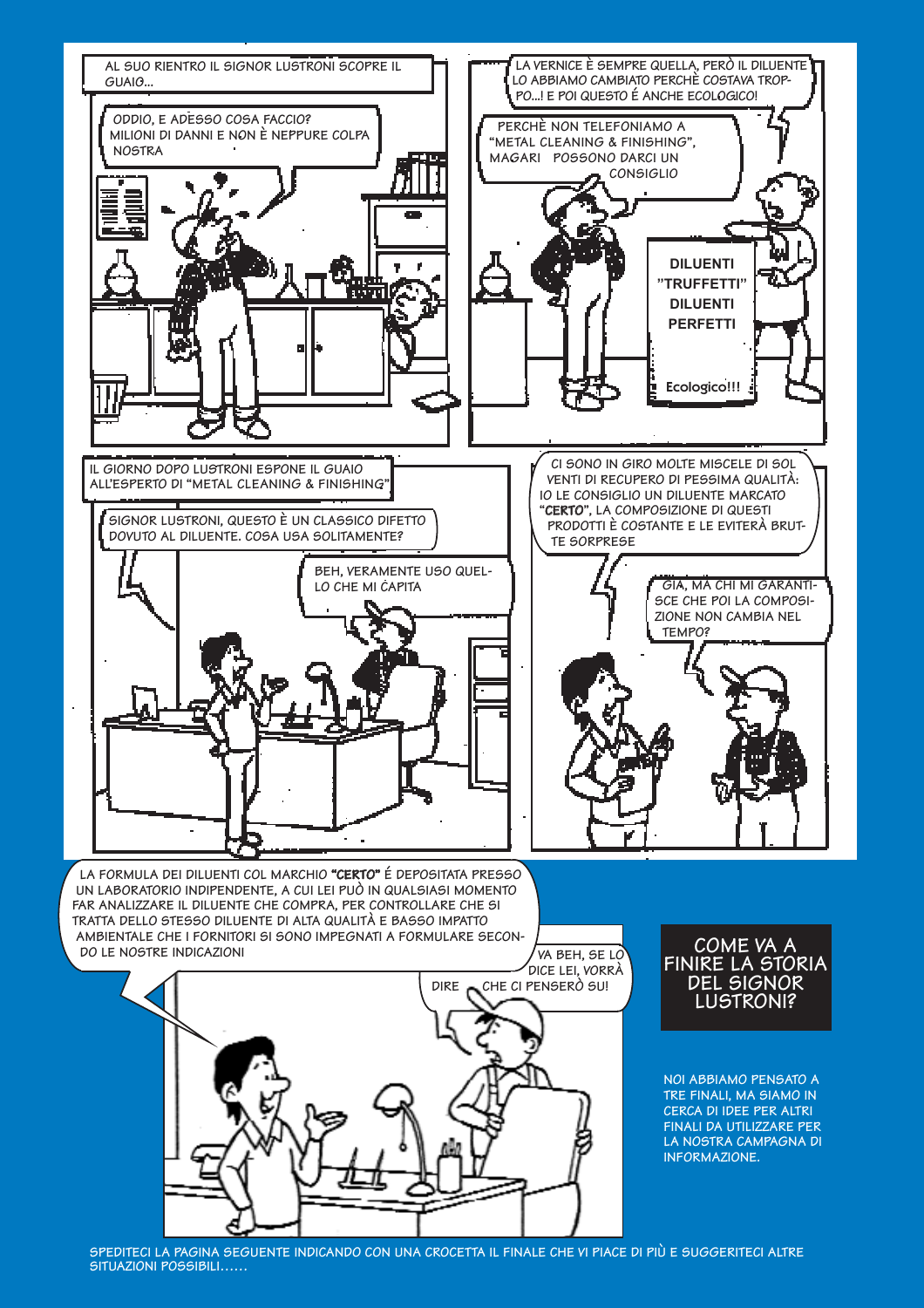AL SUO RIENTRO IL SIGNOR LUSTRONI SCOPRE IL GUAIO...

ODDIO, E ADESSO COSA FACCIO? MILIONI DI DANNI E NON È NEPPURE COLPA NOSTRA

LA VERNICE È SEMPRE QUELLA, PERÒ IL DILUENTE LO ABBIAMO CAMBIATO PERCHÈ COSTAVA TROPPO...! E POI QUESTO É ANCHE ECOLOGICO!

PERCHÈ NON TELEFONIAMO A "METAL CLEANING & FINISHING", MAGARI POSSONO DARCI UN CONSIGLIO

DILUENTI "TRUFFETTI" DILUENTI PERFETTI

Ecologico!!!

IL GIORNO DOPO LUSTRONI ESPONE IL GUAIO ALL'ESPERTO DI "METAL CLEANING & FINISHING"

SIGNOR LUSTRONI, QUESTO È UN CLASSICO DIFETTO DOVUTO AL DILUENTE. COSA USA SOLITAMENTE?

BEH, VERAMENTE USO QUELLO CHE MI CAPITA

CI SONO IN GIRO MOLTE MISCELE DI SOLVENTI DI RECUPERO DI PESSIMA QUALITÀ: IO LE CONSIGLIO UN DILUENTE MARCATO **"CERTO"**, LA COMPOSIZIONE DI QUESTI PRODOTTI È COSTANTE E LE EVITERÀ BRUTTE SORPRESE

GIÀ, MA CHI MI GARANTISCE CHE POI LA COMPOSIZIONE NON CAMBIA NEL TEMPO?

LA FORMULA DEI DILUENTI COL MARCHIO **"CERTO"** É DEPOSITATA PRESSO UN LABORATORIO INDIPENDENTE, A CUI LEI PUÒ IN QUALSIASI MOMENTO FAR ANALIZZARE IL DILUENTE CHE COMPRA, PER CONTROLLARE CHE SI TRATTA DELLO STESSO DILUENTE DI ALTA QUALITÀ E BASSO IMPATTO AMBIENTALE CHE I FORNITORI SI SONO IMPEGNATI A FORMULARE SECONDO LE NOSTRE INDICAZIONI

VA BEH, SE LO DICE LEI, VORRÀ DIRE CHE CI PENSERÒ SU!

## COME VA A FINIRE LA STORIA DEL SIGNOR LUSTRONI?

NOI ABBIAMO PENSATO A TRE FINALI, MA SIAMO IN CERCA DI IDEE PER ALTRI FINALI DA UTILIZZARE PER LA NOSTRA CAMPAGNA DI INFORMAZIONE.

SPEDITECI LA PAGINA SEGUENTE INDICANDO CON UNA CROCETTA IL FINALE CHE VI PIACE DI PIÙ E SUGGERITECI ALTRE SITUAZIONI POSSIBILI......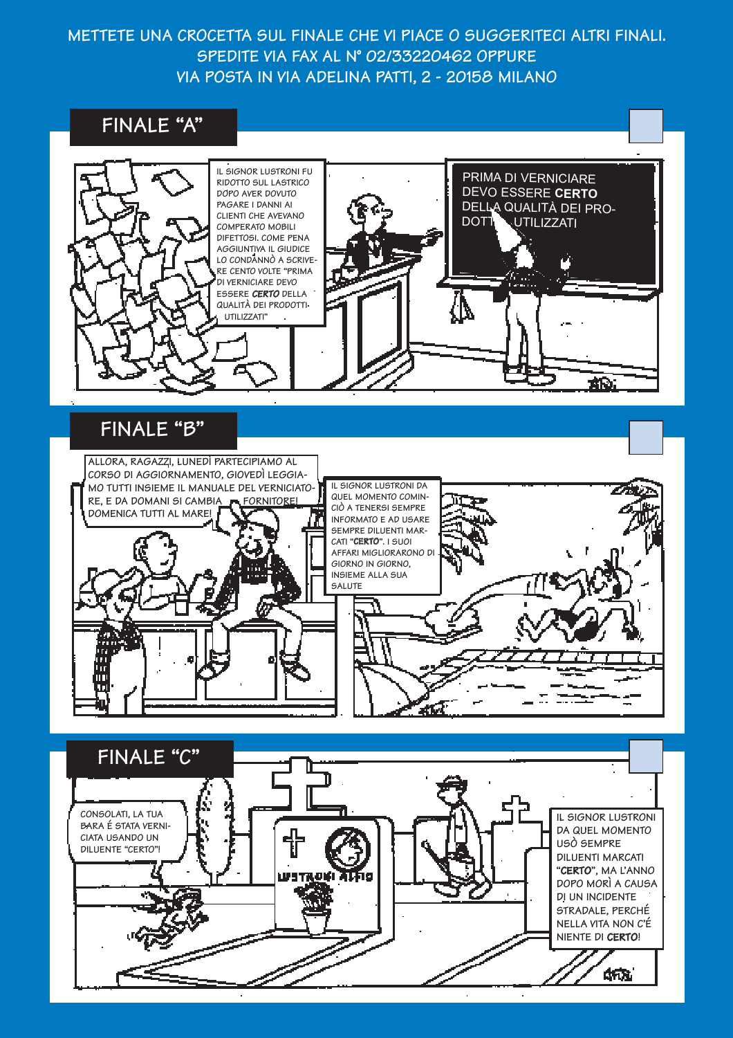METTETE UNA CROCETTA SUL FINALE CHE VI PIACE O SUGGERITECI ALTRI FINALI.
SPEDITE VIA FAX AL N° 02/33220462 OPPURE
VIA POSTA IN VIA ADELINA PATTI, 2 - 20158 MILANO

## FINALE "A"

IL SIGNOR LUSTRONI FU RIDOTTO SUL LASTRICO DOPO AVER DOVUTO PAGARE I DANNI AI CLIENTI CHE AVEVANO COMPERATO MOBILI DIFETTOSI. COME PENA AGGIUNTIVA IL GIUDICE LO CONDANNÒ A SCRIVERE CENTO VOLTE "PRIMA DI VERNICIARE DEVO ESSERE ***CERTO*** DELLA QUALITÀ DEI PRODOTTI UTILIZZATI"

PRIMA DI VERNICIARE DEVO ESSERE **CERTO** DELLA QUALITÀ DEI PRODOTTI UTILIZZATI

## FINALE "B"

ALLORA, RAGAZZI, LUNEDÌ PARTECIPIAMO AL CORSO DI AGGIORNAMENTO, GIOVEDÌ LEGGIAMO TUTTI INSIEME IL MANUALE DEL VERNICIATORE, E DA DOMANI SI CAMBIA FORNITORE! DOMENICA TUTTI AL MARE!

IL SIGNOR LUSTRONI DA QUEL MOMENTO COMINCIÒ A TENERSI SEMPRE INFORMATO E AD USARE SEMPRE DILUENTI MARCATI "**CERTO**". I SUOI AFFARI MIGLIORARONO DI GIORNO IN GIORNO, INSIEME ALLA SUA SALUTE

## FINALE "C"

CONSOLATI, LA TUA BARA È STATA VERNICIATA USANDO UN DILUENTE "CERTO"!

LUSTRONI ALFIO

IL SIGNOR LUSTRONI DA QUEL MOMENTO USÒ SEMPRE DILUENTI MARCATI "**CERTO**", MA L'ANNO DOPO MORÌ A CAUSA DI UN INCIDENTE STRADALE, PERCHÉ NELLA VITA NON C'È NIENTE DI **CERTO**!